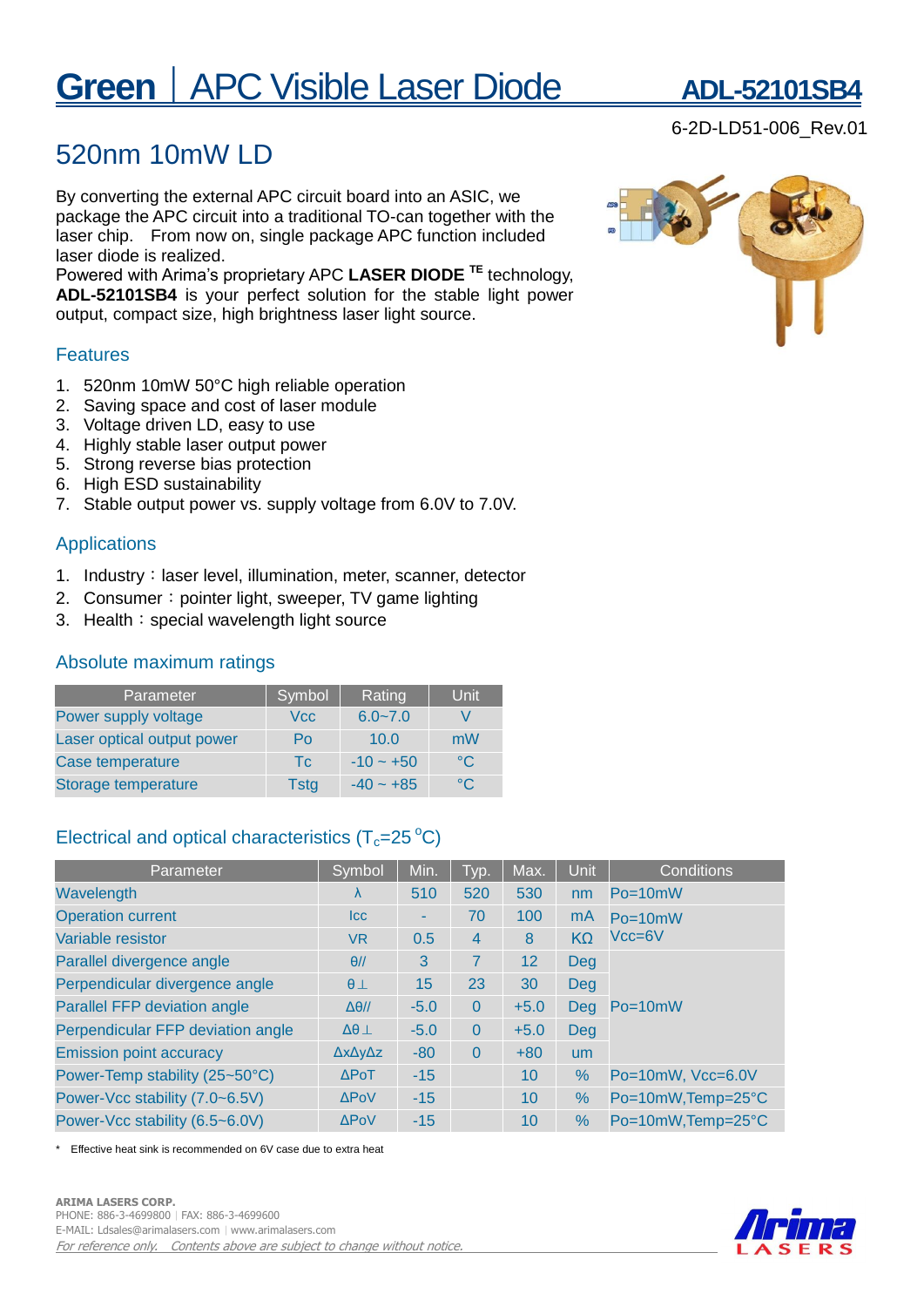# Green | APC Visible Laser Diode ADL-52101SB4

6-2D-LD51-006_Rev.01

## 520nm 10mW LD

By converting the external APC circuit board into an ASIC, we package the APC circuit into a traditional TO-can together with the laser chip. From now on, single package APC function included laser diode is realized.
Powered with Arima's proprietary APC **LASER DIODE** [TE] technology, **ADL-52101SB4** is your perfect solution for the stable light power output, compact size, high brightness laser light source.

### Features

1. 520nm 10mW 50°C high reliable operation
2. Saving space and cost of laser module
3. Voltage driven LD, easy to use
4. Highly stable laser output power
5. Strong reverse bias protection
6. High ESD sustainability
7. Stable output power vs. supply voltage from 6.0V to 7.0V.

### Applications

1. Industry：laser level, illumination, meter, scanner, detector
2. Consumer：pointer light, sweeper, TV game lighting
3. Health：special wavelength light source

### Absolute maximum ratings

| Parameter | Symbol | Rating | Unit |
|---|---|---|---|
| Power supply voltage | Vcc | 6.0~7.0 | V |
| Laser optical output power | Po | 10.0 | mW |
| Case temperature | Tc | -10 ~ +50 | °C |
| Storage temperature | Tstg | -40 ~ +85 | °C |

### Electrical and optical characteristics ($T_c$=25 °C)

| Parameter | Symbol | Min. | Typ. | Max. | Unit | Conditions |
|---|---|---|---|---|---|---|
| Wavelength | λ | 510 | 520 | 530 | nm | Po=10mW |
| Operation current | Icc | - | 70 | 100 | mA | Po=10mW Vcc=6V |
| Variable resistor | VR | 0.5 | 4 | 8 | KΩ | |
| Parallel divergence angle | θ// | 3 | 7 | 12 | Deg | Po=10mW |
| Perpendicular divergence angle | θ⊥ | 15 | 23 | 30 | Deg | |
| Parallel FFP deviation angle | Δθ// | -5.0 | 0 | +5.0 | Deg | |
| Perpendicular FFP deviation angle | Δθ⊥ | -5.0 | 0 | +5.0 | Deg | |
| Emission point accuracy | ΔxΔyΔz | -80 | 0 | +80 | um | |
| Power-Temp stability (25~50°C) | ΔPoT | -15 | | 10 | % | Po=10mW, Vcc=6.0V |
| Power-Vcc stability (7.0~6.5V) | ΔPoV | -15 | | 10 | % | Po=10mW,Temp=25°C |
| Power-Vcc stability (6.5~6.0V) | ΔPoV | -15 | | 10 | % | Po=10mW,Temp=25°C |

* Effective heat sink is recommended on 6V case due to extra heat

**ARIMA LASERS CORP.**
PHONE: 886-3-4699800 | FAX: 886-3-4699600
E-MAIL: Ldsales@arimalasers.com | www.arimalasers.com
*For reference only. Contents above are subject to change without notice.*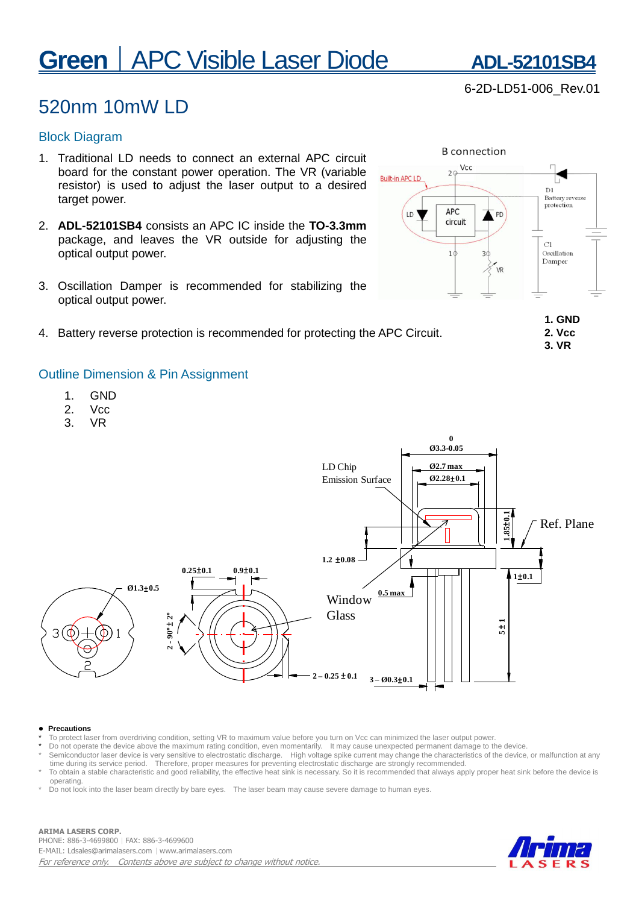# Green | APC Visible Laser Diode

**ADL-52101SB4**

6-2D-LD51-006_Rev.01

## 520nm 10mW LD

### Block Diagram

1. Traditional LD needs to connect an external APC circuit board for the constant power operation. The VR (variable resistor) is used to adjust the laser output to a desired target power.
2. **ADL-52101SB4** consists an APC IC inside the **TO-3.3mm** package, and leaves the VR outside for adjusting the optical output power.
3. Oscillation Damper is recommended for stabilizing the optical output power.
4. Battery reverse protection is recommended for protecting the APC Circuit.

B connection

Built-in APC LD

Vcc

2

LD

APC circuit

PD

1

3

VR

D1 Battery reverse protection

C1 Oscillation Damper

**1. GND**
**2. Vcc**
**3. VR**

### Outline Dimension & Pin Assignment

1. GND
2. Vcc
3. VR

0
Ø3.3-0.05

Ø2.7 max

Ø2.28±0.1

LD Chip Emission Surface

1.85±0.1

Ref. Plane

1.2 ±0.08

1±0.1

0.5 max

Window Glass

5±1

0.25±0.1

0.9±0.1

Ø1.3±0.5

2 - 90°± 2°

2 – 0.25 ± 0.1

3 – Ø0.3±0.1

3 1 2

- **Precautions**

* To protect laser from overdriving condition, setting VR to maximum value before you turn on Vcc can minimized the laser output power.
* Do not operate the device above the maximum rating condition, even momentarily. It may cause unexpected permanent damage to the device.
* Semiconductor laser device is very sensitive to electrostatic discharge. High voltage spike current may change the characteristics of the device, or malfunction at any time during its service period. Therefore, proper measures for preventing electrostatic discharge are strongly recommended.
* To obtain a stable characteristic and good reliability, the effective heat sink is necessary. So it is recommended that always apply proper heat sink before the device is operating.
* Do not look into the laser beam directly by bare eyes. The laser beam may cause severe damage to human eyes.

**ARIMA LASERS CORP.**
PHONE: 886-3-4699800 | FAX: 886-3-4699600
E-MAIL: Ldsales@arimalasers.com | www.arimalasers.com
*For reference only. Contents above are subject to change without notice.*